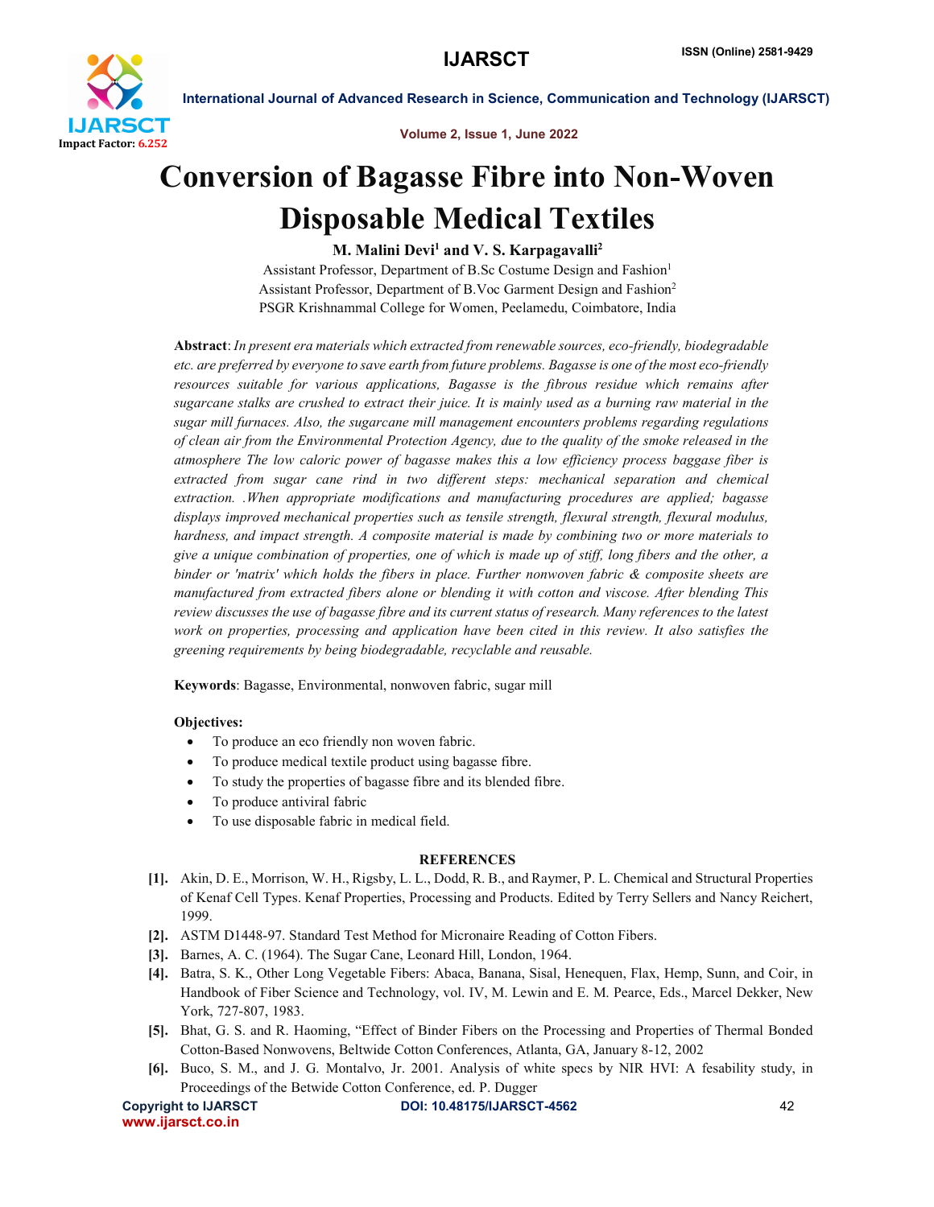# Conversion of Bagasse Fibre into Non-Woven Disposable Medical Textiles

**M. Malini Devi[1] and V. S. Karpagavalli[2]**

Assistant Professor, Department of B.Sc Costume Design and Fashion[1]
Assistant Professor, Department of B.Voc Garment Design and Fashion[2]
PSGR Krishnammal College for Women, Peelamedu, Coimbatore, India

**Abstract**: *In present era materials which extracted from renewable sources, eco-friendly, biodegradable etc. are preferred by everyone to save earth from future problems. Bagasse is one of the most eco-friendly resources suitable for various applications, Bagasse is the fibrous residue which remains after sugarcane stalks are crushed to extract their juice. It is mainly used as a burning raw material in the sugar mill furnaces. Also, the sugarcane mill management encounters problems regarding regulations of clean air from the Environmental Protection Agency, due to the quality of the smoke released in the atmosphere The low caloric power of bagasse makes this a low efficiency process baggase fiber is extracted from sugar cane rind in two different steps: mechanical separation and chemical extraction. .When appropriate modifications and manufacturing procedures are applied; bagasse displays improved mechanical properties such as tensile strength, flexural strength, flexural modulus, hardness, and impact strength. A composite material is made by combining two or more materials to give a unique combination of properties, one of which is made up of stiff, long fibers and the other, a binder or 'matrix' which holds the fibers in place. Further nonwoven fabric & composite sheets are manufactured from extracted fibers alone or blending it with cotton and viscose. After blending This review discusses the use of bagasse fibre and its current status of research. Many references to the latest work on properties, processing and application have been cited in this review. It also satisfies the greening requirements by being biodegradable, recyclable and reusable.*

**Keywords**: Bagasse, Environmental, nonwoven fabric, sugar mill

**Objectives:**

- To produce an eco friendly non woven fabric.
- To produce medical textile product using bagasse fibre.
- To study the properties of bagasse fibre and its blended fibre.
- To produce antiviral fabric
- To use disposable fabric in medical field.

## REFERENCES

[1]. Akin, D. E., Morrison, W. H., Rigsby, L. L., Dodd, R. B., and Raymer, P. L. Chemical and Structural Properties of Kenaf Cell Types. Kenaf Properties, Processing and Products. Edited by Terry Sellers and Nancy Reichert, 1999.

[2]. ASTM D1448-97. Standard Test Method for Micronaire Reading of Cotton Fibers.

[3]. Barnes, A. C. (1964). The Sugar Cane, Leonard Hill, London, 1964.

[4]. Batra, S. K., Other Long Vegetable Fibers: Abaca, Banana, Sisal, Henequen, Flax, Hemp, Sunn, and Coir, in Handbook of Fiber Science and Technology, vol. IV, M. Lewin and E. M. Pearce, Eds., Marcel Dekker, New York, 727-807, 1983.

[5]. Bhat, G. S. and R. Haoming, "Effect of Binder Fibers on the Processing and Properties of Thermal Bonded Cotton-Based Nonwovens, Beltwide Cotton Conferences, Atlanta, GA, January 8-12, 2002

[6]. Buco, S. M., and J. G. Montalvo, Jr. 2001. Analysis of white specs by NIR HVI: A fesability study, in Proceedings of the Betwide Cotton Conference, ed. P. Dugger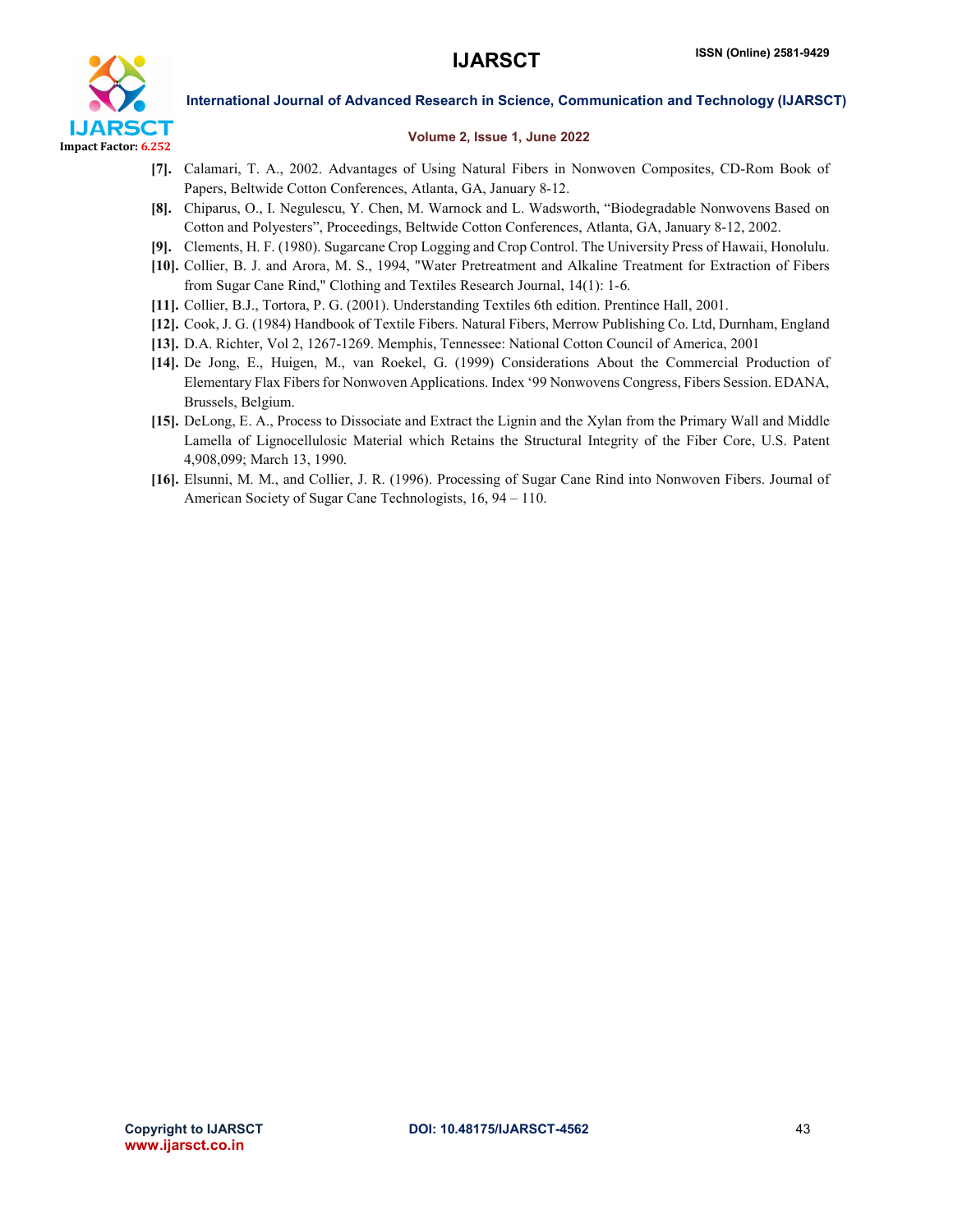[7]. Calamari, T. A., 2002. Advantages of Using Natural Fibers in Nonwoven Composites, CD-Rom Book of Papers, Beltwide Cotton Conferences, Atlanta, GA, January 8-12.

[8]. Chiparus, O., I. Negulescu, Y. Chen, M. Warnock and L. Wadsworth, "Biodegradable Nonwovens Based on Cotton and Polyesters", Proceedings, Beltwide Cotton Conferences, Atlanta, GA, January 8-12, 2002.

[9]. Clements, H. F. (1980). Sugarcane Crop Logging and Crop Control. The University Press of Hawaii, Honolulu.

[10]. Collier, B. J. and Arora, M. S., 1994, "Water Pretreatment and Alkaline Treatment for Extraction of Fibers from Sugar Cane Rind," Clothing and Textiles Research Journal, 14(1): 1-6.

[11]. Collier, B.J., Tortora, P. G. (2001). Understanding Textiles 6th edition. Prentince Hall, 2001.

[12]. Cook, J. G. (1984) Handbook of Textile Fibers. Natural Fibers, Merrow Publishing Co. Ltd, Durnham, England

[13]. D.A. Richter, Vol 2, 1267-1269. Memphis, Tennessee: National Cotton Council of America, 2001

[14]. De Jong, E., Huigen, M., van Roekel, G. (1999) Considerations About the Commercial Production of Elementary Flax Fibers for Nonwoven Applications. Index '99 Nonwovens Congress, Fibers Session. EDANA, Brussels, Belgium.

[15]. DeLong, E. A., Process to Dissociate and Extract the Lignin and the Xylan from the Primary Wall and Middle Lamella of Lignocellulosic Material which Retains the Structural Integrity of the Fiber Core, U.S. Patent 4,908,099; March 13, 1990.

[16]. Elsunni, M. M., and Collier, J. R. (1996). Processing of Sugar Cane Rind into Nonwoven Fibers. Journal of American Society of Sugar Cane Technologists, 16, 94 – 110.